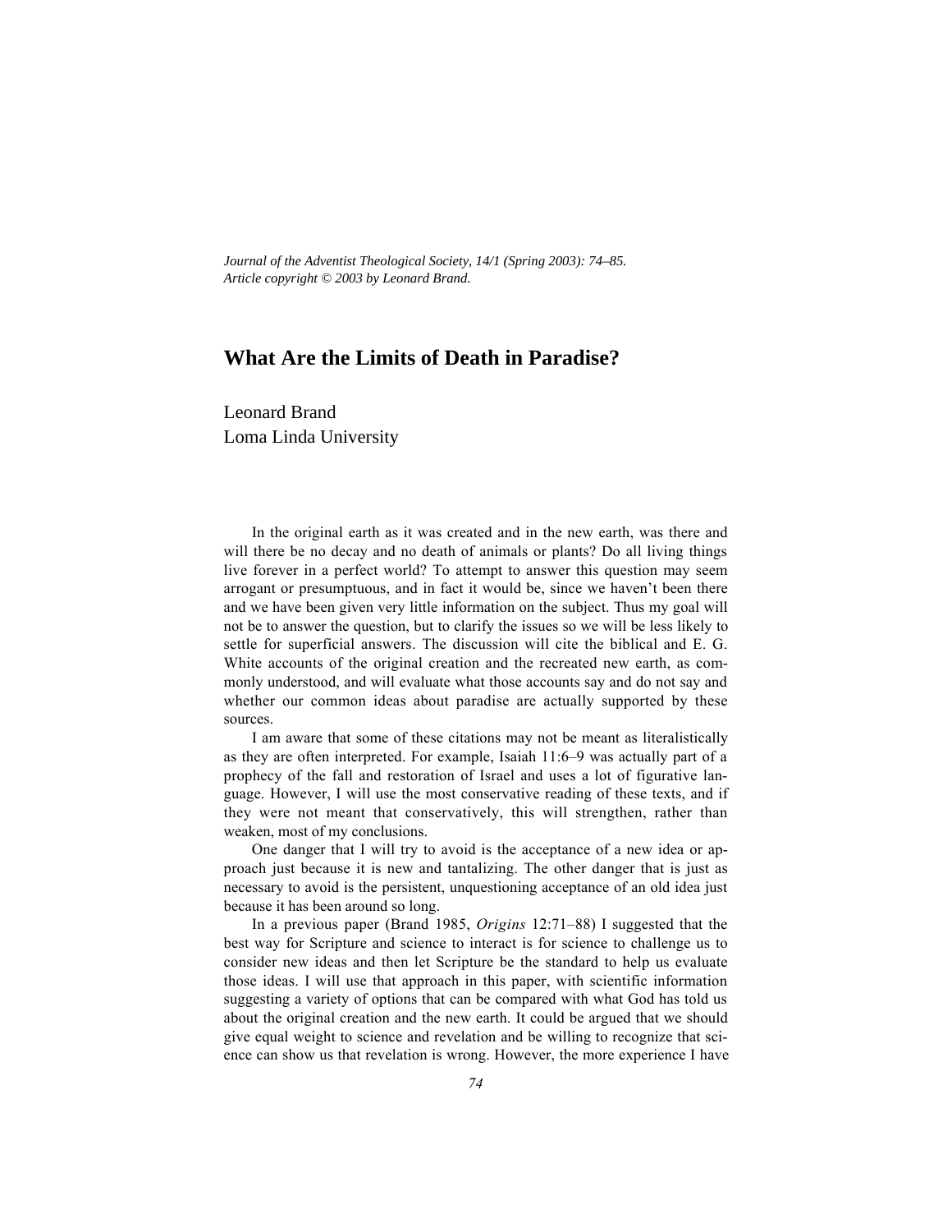*Journal of the Adventist Theological Society, 14/1 (Spring 2003): 74–85.*
*Article copyright © 2003 by Leonard Brand.*

# What Are the Limits of Death in Paradise?

Leonard Brand
Loma Linda University

In the original earth as it was created and in the new earth, was there and will there be no decay and no death of animals or plants? Do all living things live forever in a perfect world? To attempt to answer this question may seem arrogant or presumptuous, and in fact it would be, since we haven't been there and we have been given very little information on the subject. Thus my goal will not be to answer the question, but to clarify the issues so we will be less likely to settle for superficial answers. The discussion will cite the biblical and E. G. White accounts of the original creation and the recreated new earth, as commonly understood, and will evaluate what those accounts say and do not say and whether our common ideas about paradise are actually supported by these sources.

I am aware that some of these citations may not be meant as literalistically as they are often interpreted. For example, Isaiah 11:6–9 was actually part of a prophecy of the fall and restoration of Israel and uses a lot of figurative language. However, I will use the most conservative reading of these texts, and if they were not meant that conservatively, this will strengthen, rather than weaken, most of my conclusions.

One danger that I will try to avoid is the acceptance of a new idea or approach just because it is new and tantalizing. The other danger that is just as necessary to avoid is the persistent, unquestioning acceptance of an old idea just because it has been around so long.

In a previous paper (Brand 1985, *Origins* 12:71–88) I suggested that the best way for Scripture and science to interact is for science to challenge us to consider new ideas and then let Scripture be the standard to help us evaluate those ideas. I will use that approach in this paper, with scientific information suggesting a variety of options that can be compared with what God has told us about the original creation and the new earth. It could be argued that we should give equal weight to science and revelation and be willing to recognize that science can show us that revelation is wrong. However, the more experience I have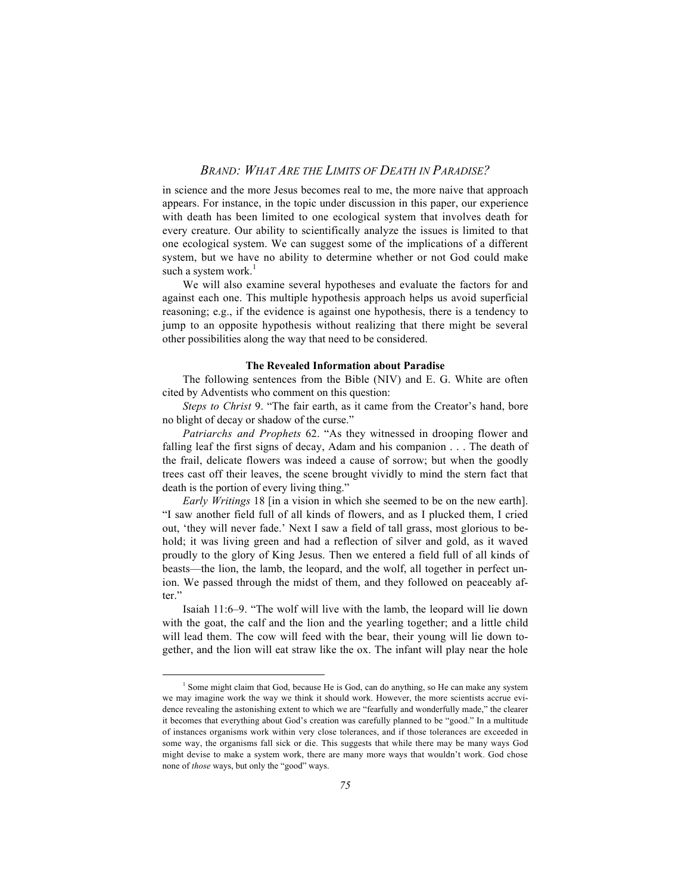in science and the more Jesus becomes real to me, the more naive that approach appears. For instance, in the topic under discussion in this paper, our experience with death has been limited to one ecological system that involves death for every creature. Our ability to scientifically analyze the issues is limited to that one ecological system. We can suggest some of the implications of a different system, but we have no ability to determine whether or not God could make such a system work.[1]

We will also examine several hypotheses and evaluate the factors for and against each one. This multiple hypothesis approach helps us avoid superficial reasoning; e.g., if the evidence is against one hypothesis, there is a tendency to jump to an opposite hypothesis without realizing that there might be several other possibilities along the way that need to be considered.

### The Revealed Information about Paradise

The following sentences from the Bible (NIV) and E. G. White are often cited by Adventists who comment on this question:

*Steps to Christ* 9. "The fair earth, as it came from the Creator's hand, bore no blight of decay or shadow of the curse."

*Patriarchs and Prophets* 62. "As they witnessed in drooping flower and falling leaf the first signs of decay, Adam and his companion . . . The death of the frail, delicate flowers was indeed a cause of sorrow; but when the goodly trees cast off their leaves, the scene brought vividly to mind the stern fact that death is the portion of every living thing."

*Early Writings* 18 [in a vision in which she seemed to be on the new earth]. "I saw another field full of all kinds of flowers, and as I plucked them, I cried out, 'they will never fade.' Next I saw a field of tall grass, most glorious to behold; it was living green and had a reflection of silver and gold, as it waved proudly to the glory of King Jesus. Then we entered a field full of all kinds of beasts—the lion, the lamb, the leopard, and the wolf, all together in perfect union. We passed through the midst of them, and they followed on peaceably after."

Isaiah 11:6–9. "The wolf will live with the lamb, the leopard will lie down with the goat, the calf and the lion and the yearling together; and a little child will lead them. The cow will feed with the bear, their young will lie down together, and the lion will eat straw like the ox. The infant will play near the hole

---

[1] Some might claim that God, because He is God, can do anything, so He can make any system we may imagine work the way we think it should work. However, the more scientists accrue evidence revealing the astonishing extent to which we are "fearfully and wonderfully made," the clearer it becomes that everything about God's creation was carefully planned to be "good." In a multitude of instances organisms work within very close tolerances, and if those tolerances are exceeded in some way, the organisms fall sick or die. This suggests that while there may be many ways God might devise to make a system work, there are many more ways that wouldn't work. God chose none of *those* ways, but only the "good" ways.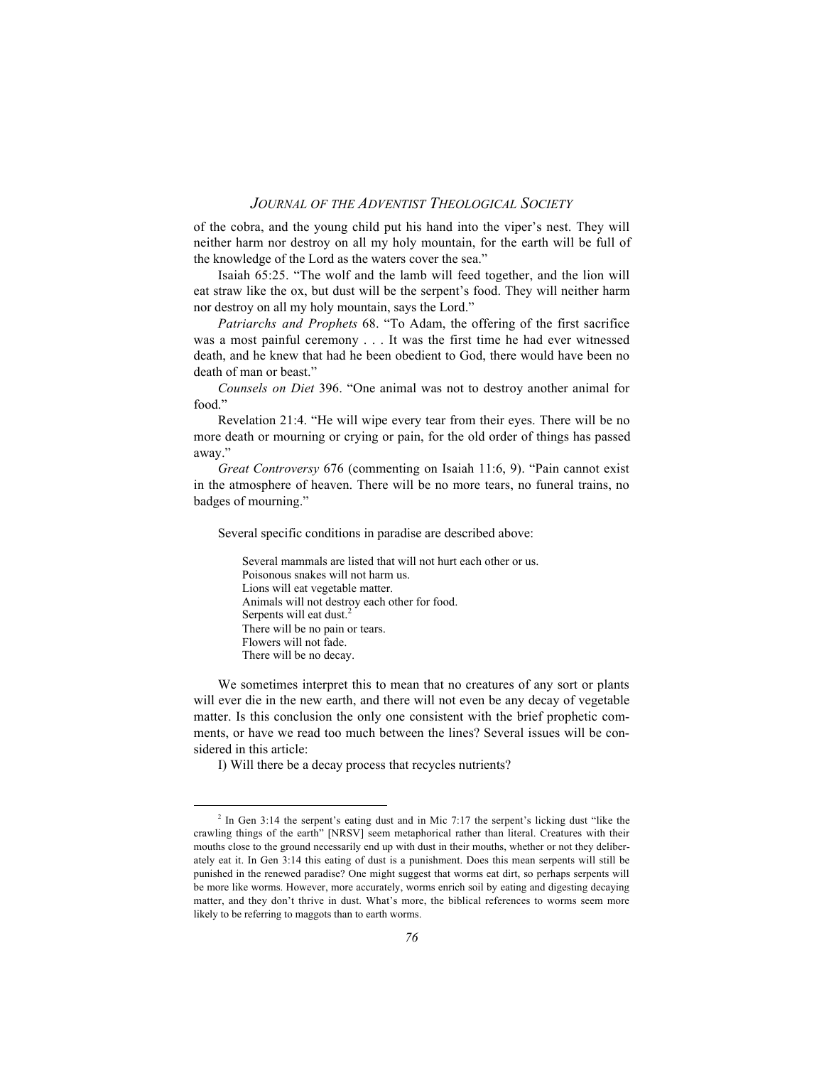of the cobra, and the young child put his hand into the viper's nest. They will neither harm nor destroy on all my holy mountain, for the earth will be full of the knowledge of the Lord as the waters cover the sea."

Isaiah 65:25. "The wolf and the lamb will feed together, and the lion will eat straw like the ox, but dust will be the serpent's food. They will neither harm nor destroy on all my holy mountain, says the Lord."

*Patriarchs and Prophets* 68. "To Adam, the offering of the first sacrifice was a most painful ceremony . . . It was the first time he had ever witnessed death, and he knew that had he been obedient to God, there would have been no death of man or beast."

*Counsels on Diet* 396. "One animal was not to destroy another animal for food."

Revelation 21:4. "He will wipe every tear from their eyes. There will be no more death or mourning or crying or pain, for the old order of things has passed away."

*Great Controversy* 676 (commenting on Isaiah 11:6, 9). "Pain cannot exist in the atmosphere of heaven. There will be no more tears, no funeral trains, no badges of mourning."

Several specific conditions in paradise are described above:

> Several mammals are listed that will not hurt each other or us.
> Poisonous snakes will not harm us.
> Lions will eat vegetable matter.
> Animals will not destroy each other for food.
> Serpents will eat dust.[2]
> There will be no pain or tears.
> Flowers will not fade.
> There will be no decay.

We sometimes interpret this to mean that no creatures of any sort or plants will ever die in the new earth, and there will not even be any decay of vegetable matter. Is this conclusion the only one consistent with the brief prophetic comments, or have we read too much between the lines? Several issues will be considered in this article:

I) Will there be a decay process that recycles nutrients?

---

[2] In Gen 3:14 the serpent's eating dust and in Mic 7:17 the serpent's licking dust "like the crawling things of the earth" [NRSV] seem metaphorical rather than literal. Creatures with their mouths close to the ground necessarily end up with dust in their mouths, whether or not they deliberately eat it. In Gen 3:14 this eating of dust is a punishment. Does this mean serpents will still be punished in the renewed paradise? One might suggest that worms eat dirt, so perhaps serpents will be more like worms. However, more accurately, worms enrich soil by eating and digesting decaying matter, and they don't thrive in dust. What's more, the biblical references to worms seem more likely to be referring to maggots than to earth worms.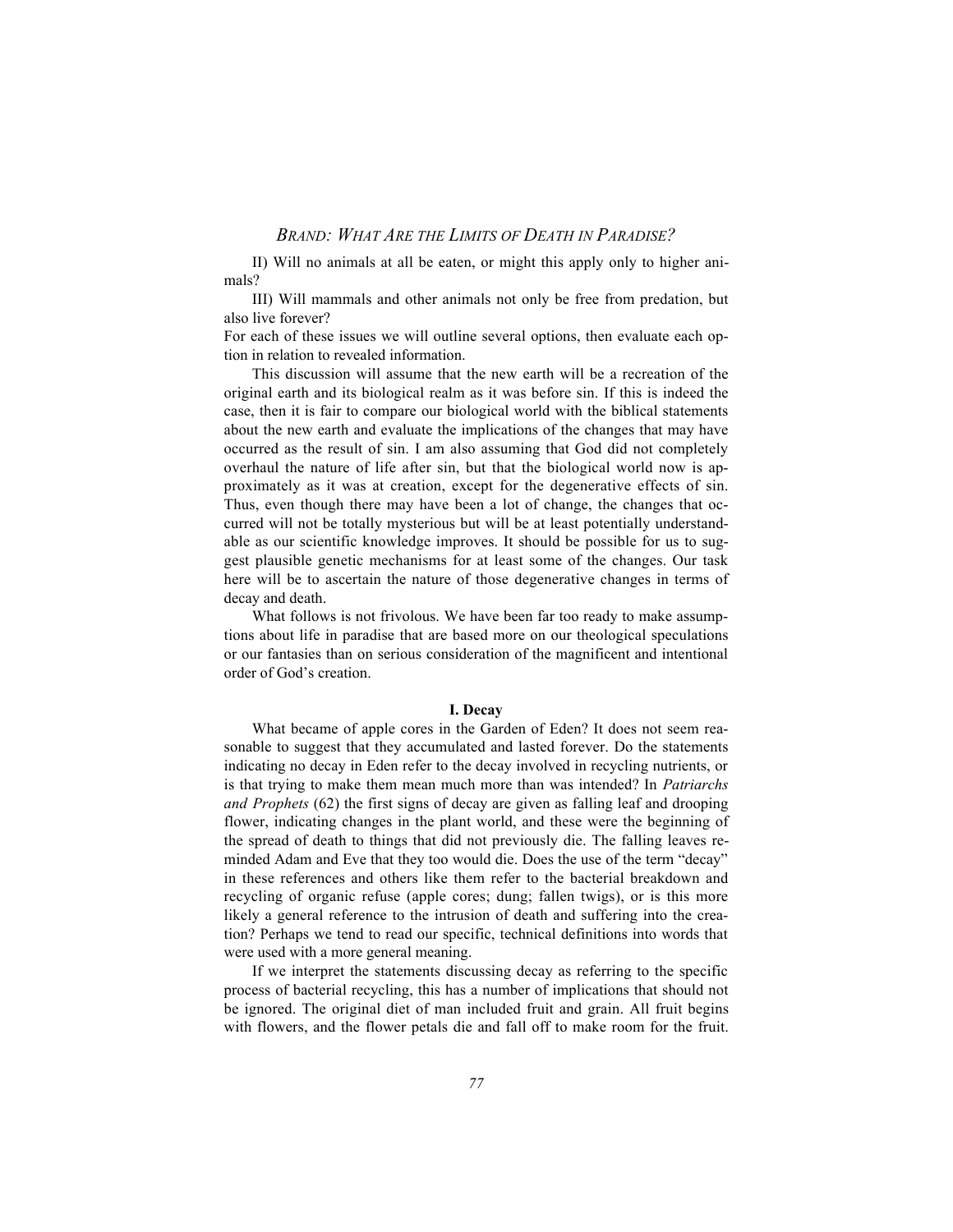II) Will no animals at all be eaten, or might this apply only to higher animals?

III) Will mammals and other animals not only be free from predation, but also live forever?

For each of these issues we will outline several options, then evaluate each option in relation to revealed information.

This discussion will assume that the new earth will be a recreation of the original earth and its biological realm as it was before sin. If this is indeed the case, then it is fair to compare our biological world with the biblical statements about the new earth and evaluate the implications of the changes that may have occurred as the result of sin. I am also assuming that God did not completely overhaul the nature of life after sin, but that the biological world now is approximately as it was at creation, except for the degenerative effects of sin. Thus, even though there may have been a lot of change, the changes that occurred will not be totally mysterious but will be at least potentially understandable as our scientific knowledge improves. It should be possible for us to suggest plausible genetic mechanisms for at least some of the changes. Our task here will be to ascertain the nature of those degenerative changes in terms of decay and death.

What follows is not frivolous. We have been far too ready to make assumptions about life in paradise that are based more on our theological speculations or our fantasies than on serious consideration of the magnificent and intentional order of God's creation.

### I. Decay

What became of apple cores in the Garden of Eden? It does not seem reasonable to suggest that they accumulated and lasted forever. Do the statements indicating no decay in Eden refer to the decay involved in recycling nutrients, or is that trying to make them mean much more than was intended? In *Patriarchs and Prophets* (62) the first signs of decay are given as falling leaf and drooping flower, indicating changes in the plant world, and these were the beginning of the spread of death to things that did not previously die. The falling leaves reminded Adam and Eve that they too would die. Does the use of the term "decay" in these references and others like them refer to the bacterial breakdown and recycling of organic refuse (apple cores; dung; fallen twigs), or is this more likely a general reference to the intrusion of death and suffering into the creation? Perhaps we tend to read our specific, technical definitions into words that were used with a more general meaning.

If we interpret the statements discussing decay as referring to the specific process of bacterial recycling, this has a number of implications that should not be ignored. The original diet of man included fruit and grain. All fruit begins with flowers, and the flower petals die and fall off to make room for the fruit.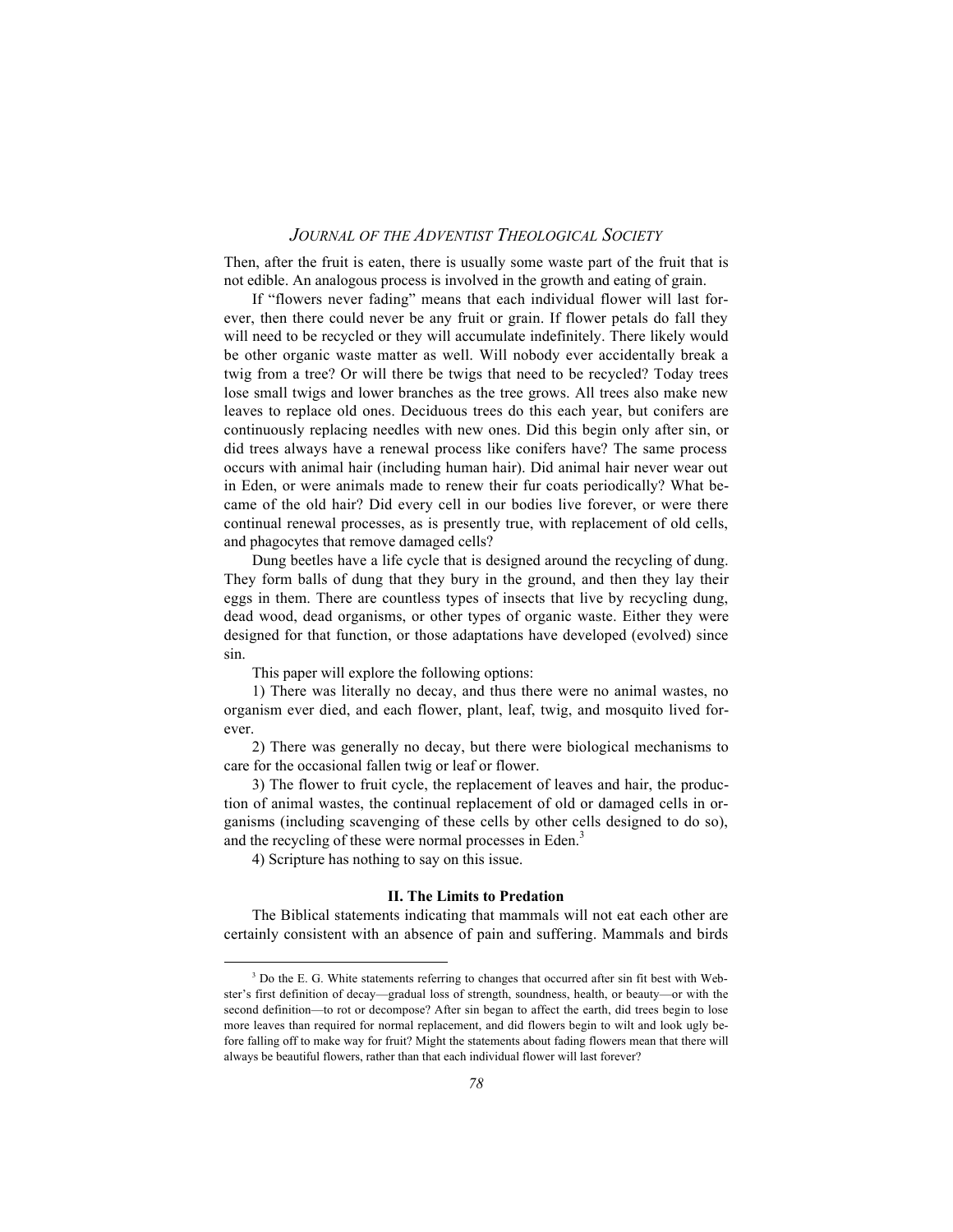Then, after the fruit is eaten, there is usually some waste part of the fruit that is not edible. An analogous process is involved in the growth and eating of grain.

If "flowers never fading" means that each individual flower will last forever, then there could never be any fruit or grain. If flower petals do fall they will need to be recycled or they will accumulate indefinitely. There likely would be other organic waste matter as well. Will nobody ever accidentally break a twig from a tree? Or will there be twigs that need to be recycled? Today trees lose small twigs and lower branches as the tree grows. All trees also make new leaves to replace old ones. Deciduous trees do this each year, but conifers are continuously replacing needles with new ones. Did this begin only after sin, or did trees always have a renewal process like conifers have? The same process occurs with animal hair (including human hair). Did animal hair never wear out in Eden, or were animals made to renew their fur coats periodically? What became of the old hair? Did every cell in our bodies live forever, or were there continual renewal processes, as is presently true, with replacement of old cells, and phagocytes that remove damaged cells?

Dung beetles have a life cycle that is designed around the recycling of dung. They form balls of dung that they bury in the ground, and then they lay their eggs in them. There are countless types of insects that live by recycling dung, dead wood, dead organisms, or other types of organic waste. Either they were designed for that function, or those adaptations have developed (evolved) since sin.

This paper will explore the following options:

1) There was literally no decay, and thus there were no animal wastes, no organism ever died, and each flower, plant, leaf, twig, and mosquito lived forever.

2) There was generally no decay, but there were biological mechanisms to care for the occasional fallen twig or leaf or flower.

3) The flower to fruit cycle, the replacement of leaves and hair, the production of animal wastes, the continual replacement of old or damaged cells in organisms (including scavenging of these cells by other cells designed to do so), and the recycling of these were normal processes in Eden.[3]

4) Scripture has nothing to say on this issue.

## II. The Limits to Predation

The Biblical statements indicating that mammals will not eat each other are certainly consistent with an absence of pain and suffering. Mammals and birds

---

[3] Do the E. G. White statements referring to changes that occurred after sin fit best with Webster's first definition of decay—gradual loss of strength, soundness, health, or beauty—or with the second definition—to rot or decompose? After sin began to affect the earth, did trees begin to lose more leaves than required for normal replacement, and did flowers begin to wilt and look ugly before falling off to make way for fruit? Might the statements about fading flowers mean that there will always be beautiful flowers, rather than that each individual flower will last forever?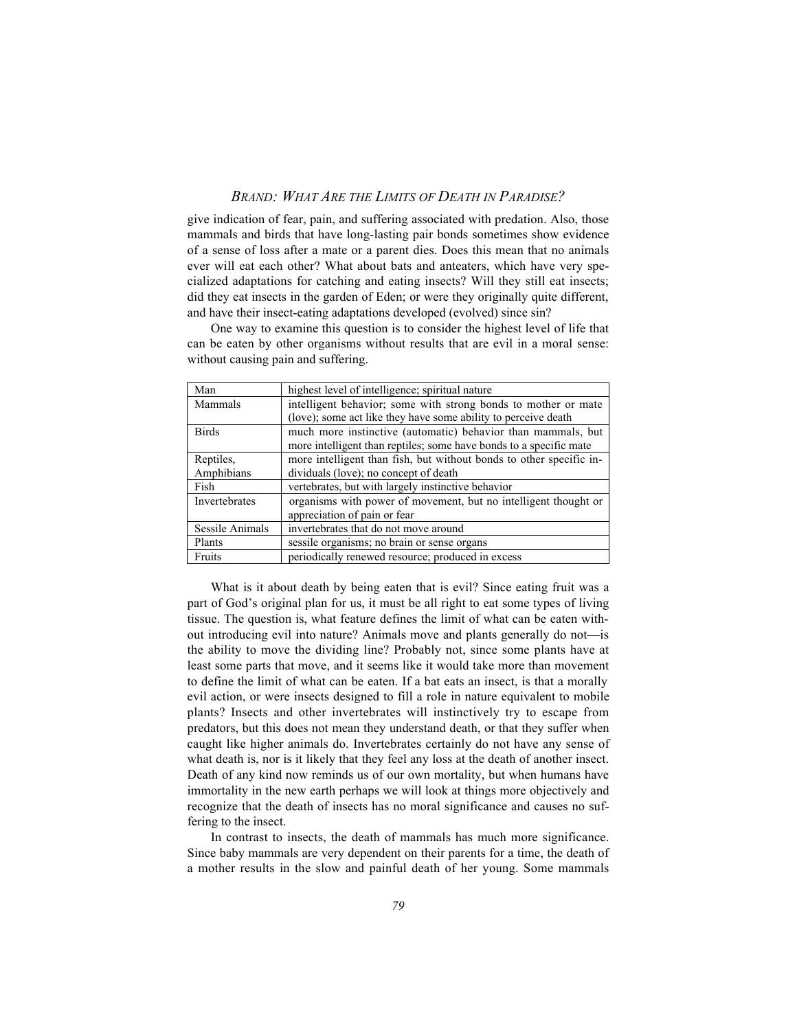give indication of fear, pain, and suffering associated with predation. Also, those mammals and birds that have long-lasting pair bonds sometimes show evidence of a sense of loss after a mate or a parent dies. Does this mean that no animals ever will eat each other? What about bats and anteaters, which have very specialized adaptations for catching and eating insects? Will they still eat insects; did they eat insects in the garden of Eden; or were they originally quite different, and have their insect-eating adaptations developed (evolved) since sin?

One way to examine this question is to consider the highest level of life that can be eaten by other organisms without results that are evil in a moral sense: without causing pain and suffering.

| | |
|---|---|
| Man | highest level of intelligence; spiritual nature |
| Mammals | intelligent behavior; some with strong bonds to mother or mate (love); some act like they have some ability to perceive death |
| Birds | much more instinctive (automatic) behavior than mammals, but more intelligent than reptiles; some have bonds to a specific mate |
| Reptiles, Amphibians | more intelligent than fish, but without bonds to other specific individuals (love); no concept of death |
| Fish | vertebrates, but with largely instinctive behavior |
| Invertebrates | organisms with power of movement, but no intelligent thought or appreciation of pain or fear |
| Sessile Animals | invertebrates that do not move around |
| Plants | sessile organisms; no brain or sense organs |
| Fruits | periodically renewed resource; produced in excess |

What is it about death by being eaten that is evil? Since eating fruit was a part of God's original plan for us, it must be all right to eat some types of living tissue. The question is, what feature defines the limit of what can be eaten without introducing evil into nature? Animals move and plants generally do not—is the ability to move the dividing line? Probably not, since some plants have at least some parts that move, and it seems like it would take more than movement to define the limit of what can be eaten. If a bat eats an insect, is that a morally evil action, or were insects designed to fill a role in nature equivalent to mobile plants? Insects and other invertebrates will instinctively try to escape from predators, but this does not mean they understand death, or that they suffer when caught like higher animals do. Invertebrates certainly do not have any sense of what death is, nor is it likely that they feel any loss at the death of another insect. Death of any kind now reminds us of our own mortality, but when humans have immortality in the new earth perhaps we will look at things more objectively and recognize that the death of insects has no moral significance and causes no suffering to the insect.

In contrast to insects, the death of mammals has much more significance. Since baby mammals are very dependent on their parents for a time, the death of a mother results in the slow and painful death of her young. Some mammals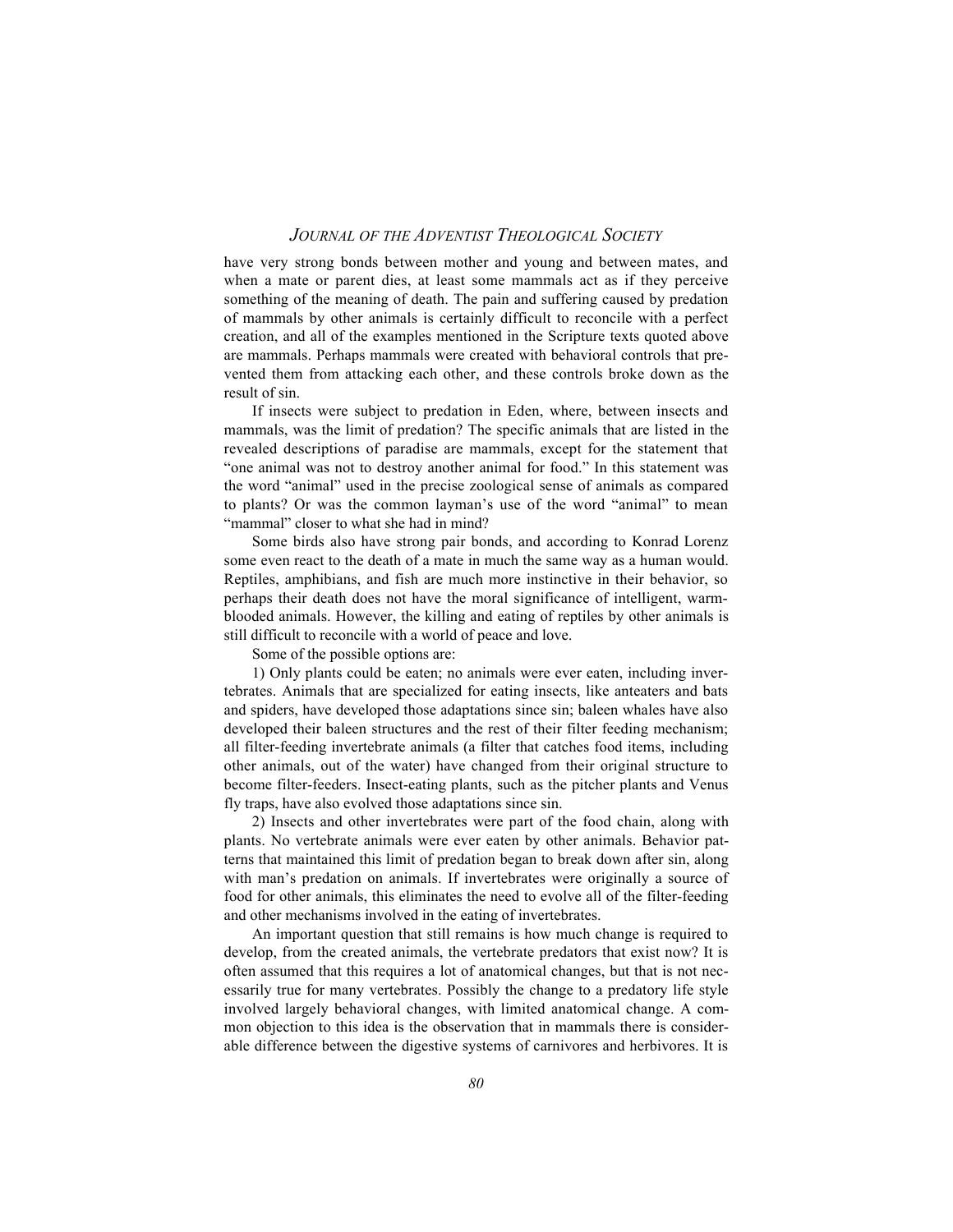have very strong bonds between mother and young and between mates, and when a mate or parent dies, at least some mammals act as if they perceive something of the meaning of death. The pain and suffering caused by predation of mammals by other animals is certainly difficult to reconcile with a perfect creation, and all of the examples mentioned in the Scripture texts quoted above are mammals. Perhaps mammals were created with behavioral controls that prevented them from attacking each other, and these controls broke down as the result of sin.

If insects were subject to predation in Eden, where, between insects and mammals, was the limit of predation? The specific animals that are listed in the revealed descriptions of paradise are mammals, except for the statement that "one animal was not to destroy another animal for food." In this statement was the word "animal" used in the precise zoological sense of animals as compared to plants? Or was the common layman's use of the word "animal" to mean "mammal" closer to what she had in mind?

Some birds also have strong pair bonds, and according to Konrad Lorenz some even react to the death of a mate in much the same way as a human would. Reptiles, amphibians, and fish are much more instinctive in their behavior, so perhaps their death does not have the moral significance of intelligent, warm-blooded animals. However, the killing and eating of reptiles by other animals is still difficult to reconcile with a world of peace and love.

Some of the possible options are:

1) Only plants could be eaten; no animals were ever eaten, including invertebrates. Animals that are specialized for eating insects, like anteaters and bats and spiders, have developed those adaptations since sin; baleen whales have also developed their baleen structures and the rest of their filter feeding mechanism; all filter-feeding invertebrate animals (a filter that catches food items, including other animals, out of the water) have changed from their original structure to become filter-feeders. Insect-eating plants, such as the pitcher plants and Venus fly traps, have also evolved those adaptations since sin.

2) Insects and other invertebrates were part of the food chain, along with plants. No vertebrate animals were ever eaten by other animals. Behavior patterns that maintained this limit of predation began to break down after sin, along with man's predation on animals. If invertebrates were originally a source of food for other animals, this eliminates the need to evolve all of the filter-feeding and other mechanisms involved in the eating of invertebrates.

An important question that still remains is how much change is required to develop, from the created animals, the vertebrate predators that exist now? It is often assumed that this requires a lot of anatomical changes, but that is not necessarily true for many vertebrates. Possibly the change to a predatory life style involved largely behavioral changes, with limited anatomical change. A common objection to this idea is the observation that in mammals there is considerable difference between the digestive systems of carnivores and herbivores. It is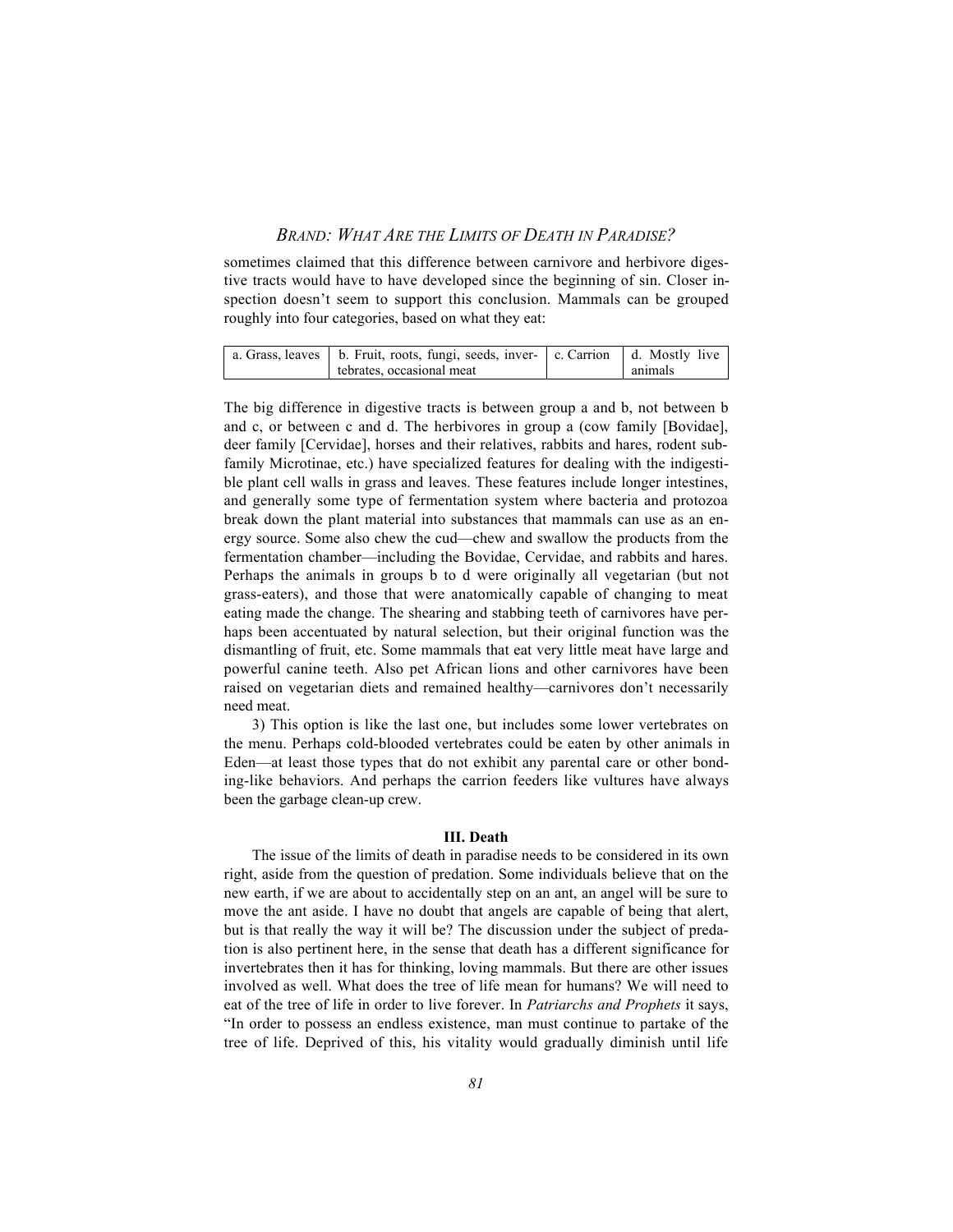sometimes claimed that this difference between carnivore and herbivore digestive tracts would have to have developed since the beginning of sin. Closer inspection doesn't seem to support this conclusion. Mammals can be grouped roughly into four categories, based on what they eat:

| a. Grass, leaves | b. Fruit, roots, fungi, seeds, invertebrates, occasional meat | c. Carrion | d. Mostly live animals |
|---|---|---|---|

The big difference in digestive tracts is between group a and b, not between b and c, or between c and d. The herbivores in group a (cow family [Bovidae], deer family [Cervidae], horses and their relatives, rabbits and hares, rodent subfamily Microtinae, etc.) have specialized features for dealing with the indigestible plant cell walls in grass and leaves. These features include longer intestines, and generally some type of fermentation system where bacteria and protozoa break down the plant material into substances that mammals can use as an energy source. Some also chew the cud—chew and swallow the products from the fermentation chamber—including the Bovidae, Cervidae, and rabbits and hares. Perhaps the animals in groups b to d were originally all vegetarian (but not grass-eaters), and those that were anatomically capable of changing to meat eating made the change. The shearing and stabbing teeth of carnivores have perhaps been accentuated by natural selection, but their original function was the dismantling of fruit, etc. Some mammals that eat very little meat have large and powerful canine teeth. Also pet African lions and other carnivores have been raised on vegetarian diets and remained healthy—carnivores don't necessarily need meat.

3) This option is like the last one, but includes some lower vertebrates on the menu. Perhaps cold-blooded vertebrates could be eaten by other animals in Eden—at least those types that do not exhibit any parental care or other bonding-like behaviors. And perhaps the carrion feeders like vultures have always been the garbage clean-up crew.

### III. Death

The issue of the limits of death in paradise needs to be considered in its own right, aside from the question of predation. Some individuals believe that on the new earth, if we are about to accidentally step on an ant, an angel will be sure to move the ant aside. I have no doubt that angels are capable of being that alert, but is that really the way it will be? The discussion under the subject of predation is also pertinent here, in the sense that death has a different significance for invertebrates then it has for thinking, loving mammals. But there are other issues involved as well. What does the tree of life mean for humans? We will need to eat of the tree of life in order to live forever. In *Patriarchs and Prophets* it says, "In order to possess an endless existence, man must continue to partake of the tree of life. Deprived of this, his vitality would gradually diminish until life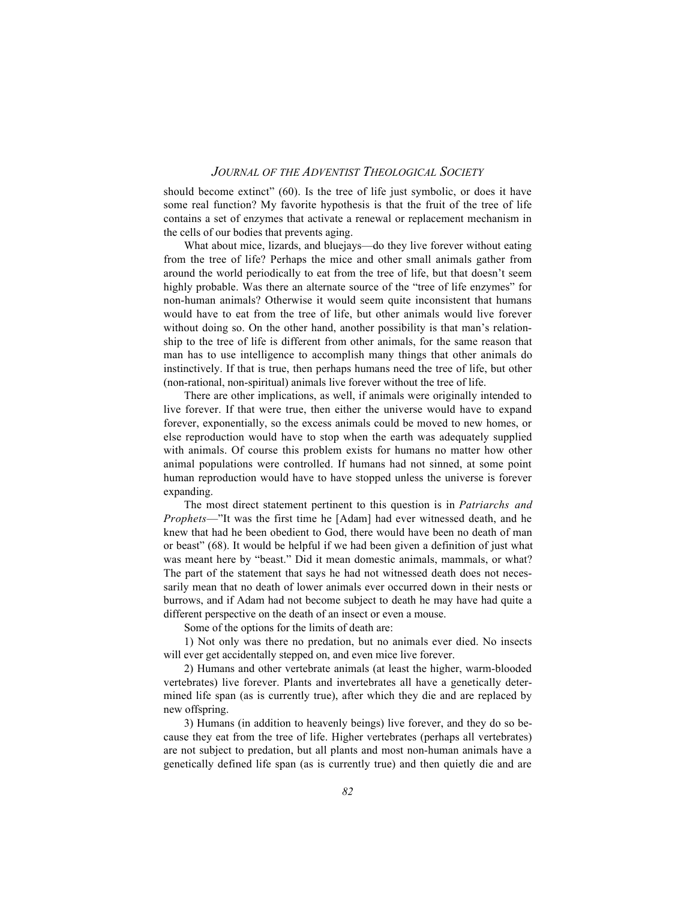should become extinct" (60). Is the tree of life just symbolic, or does it have some real function? My favorite hypothesis is that the fruit of the tree of life contains a set of enzymes that activate a renewal or replacement mechanism in the cells of our bodies that prevents aging.

What about mice, lizards, and bluejays—do they live forever without eating from the tree of life? Perhaps the mice and other small animals gather from around the world periodically to eat from the tree of life, but that doesn't seem highly probable. Was there an alternate source of the "tree of life enzymes" for non-human animals? Otherwise it would seem quite inconsistent that humans would have to eat from the tree of life, but other animals would live forever without doing so. On the other hand, another possibility is that man's relationship to the tree of life is different from other animals, for the same reason that man has to use intelligence to accomplish many things that other animals do instinctively. If that is true, then perhaps humans need the tree of life, but other (non-rational, non-spiritual) animals live forever without the tree of life.

There are other implications, as well, if animals were originally intended to live forever. If that were true, then either the universe would have to expand forever, exponentially, so the excess animals could be moved to new homes, or else reproduction would have to stop when the earth was adequately supplied with animals. Of course this problem exists for humans no matter how other animal populations were controlled. If humans had not sinned, at some point human reproduction would have to have stopped unless the universe is forever expanding.

The most direct statement pertinent to this question is in *Patriarchs and Prophets*—"It was the first time he [Adam] had ever witnessed death, and he knew that had he been obedient to God, there would have been no death of man or beast" (68). It would be helpful if we had been given a definition of just what was meant here by "beast." Did it mean domestic animals, mammals, or what? The part of the statement that says he had not witnessed death does not necessarily mean that no death of lower animals ever occurred down in their nests or burrows, and if Adam had not become subject to death he may have had quite a different perspective on the death of an insect or even a mouse.

Some of the options for the limits of death are:

1) Not only was there no predation, but no animals ever died. No insects will ever get accidentally stepped on, and even mice live forever.

2) Humans and other vertebrate animals (at least the higher, warm-blooded vertebrates) live forever. Plants and invertebrates all have a genetically determined life span (as is currently true), after which they die and are replaced by new offspring.

3) Humans (in addition to heavenly beings) live forever, and they do so because they eat from the tree of life. Higher vertebrates (perhaps all vertebrates) are not subject to predation, but all plants and most non-human animals have a genetically defined life span (as is currently true) and then quietly die and are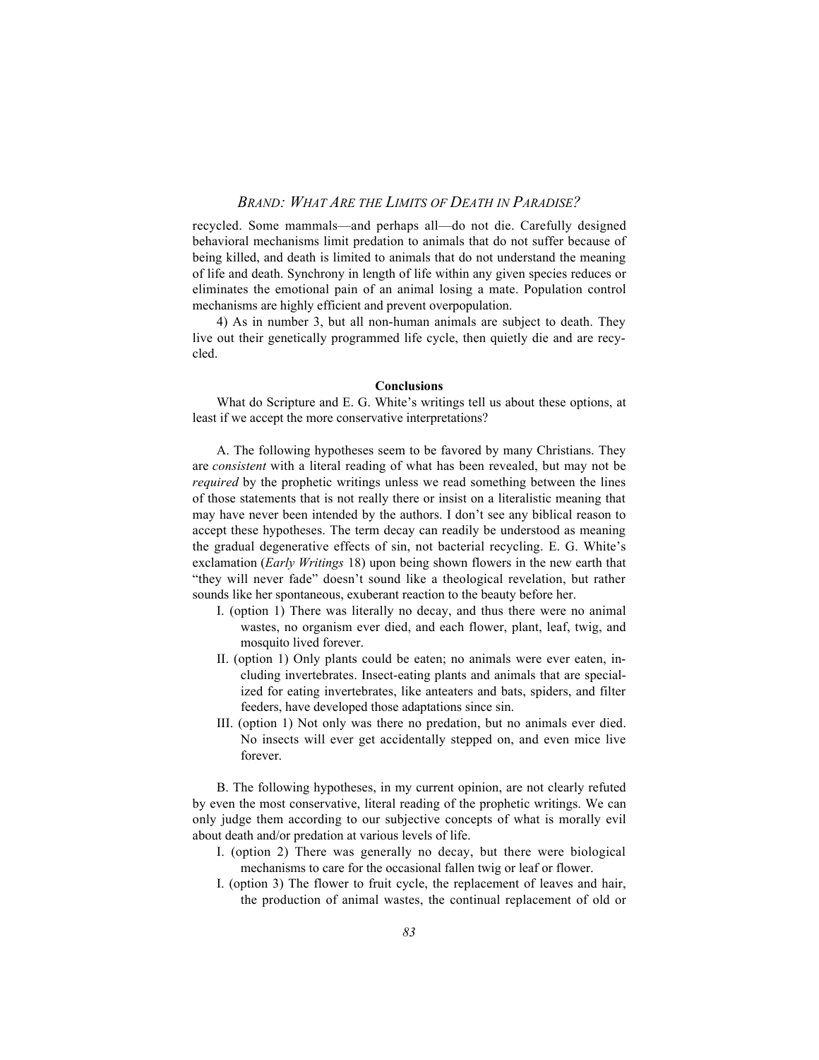recycled. Some mammals—and perhaps all—do not die. Carefully designed behavioral mechanisms limit predation to animals that do not suffer because of being killed, and death is limited to animals that do not understand the meaning of life and death. Synchrony in length of life within any given species reduces or eliminates the emotional pain of an animal losing a mate. Population control mechanisms are highly efficient and prevent overpopulation.

4) As in number 3, but all non-human animals are subject to death. They live out their genetically programmed life cycle, then quietly die and are recycled.

**Conclusions**

What do Scripture and E. G. White's writings tell us about these options, at least if we accept the more conservative interpretations?

A. The following hypotheses seem to be favored by many Christians. They are *consistent* with a literal reading of what has been revealed, but may not be *required* by the prophetic writings unless we read something between the lines of those statements that is not really there or insist on a literalistic meaning that may have never been intended by the authors. I don't see any biblical reason to accept these hypotheses. The term decay can readily be understood as meaning the gradual degenerative effects of sin, not bacterial recycling. E. G. White's exclamation (*Early Writings* 18) upon being shown flowers in the new earth that "they will never fade" doesn't sound like a theological revelation, but rather sounds like her spontaneous, exuberant reaction to the beauty before her.

I. (option 1) There was literally no decay, and thus there were no animal wastes, no organism ever died, and each flower, plant, leaf, twig, and mosquito lived forever.

II. (option 1) Only plants could be eaten; no animals were ever eaten, including invertebrates. Insect-eating plants and animals that are specialized for eating invertebrates, like anteaters and bats, spiders, and filter feeders, have developed those adaptations since sin.

III. (option 1) Not only was there no predation, but no animals ever died. No insects will ever get accidentally stepped on, and even mice live forever.

B. The following hypotheses, in my current opinion, are not clearly refuted by even the most conservative, literal reading of the prophetic writings. We can only judge them according to our subjective concepts of what is morally evil about death and/or predation at various levels of life.

I. (option 2) There was generally no decay, but there were biological mechanisms to care for the occasional fallen twig or leaf or flower.

I. (option 3) The flower to fruit cycle, the replacement of leaves and hair, the production of animal wastes, the continual replacement of old or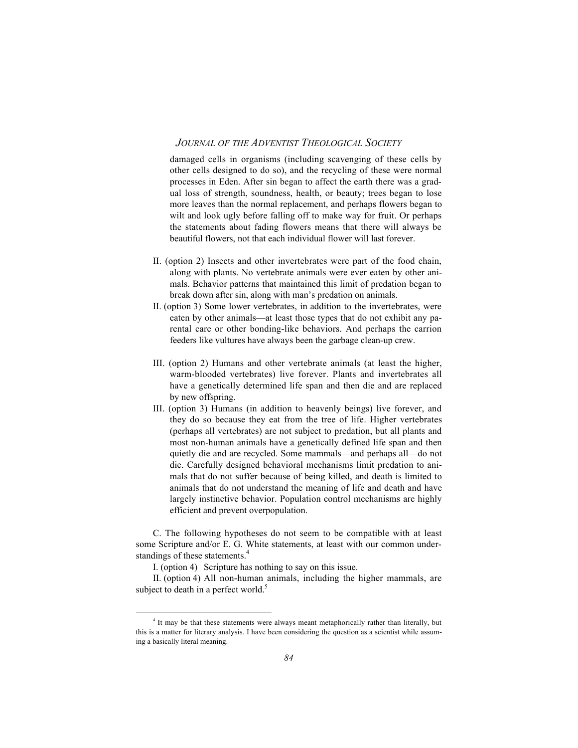damaged cells in organisms (including scavenging of these cells by other cells designed to do so), and the recycling of these were normal processes in Eden. After sin began to affect the earth there was a gradual loss of strength, soundness, health, or beauty; trees began to lose more leaves than the normal replacement, and perhaps flowers began to wilt and look ugly before falling off to make way for fruit. Or perhaps the statements about fading flowers means that there will always be beautiful flowers, not that each individual flower will last forever.

II. (option 2) Insects and other invertebrates were part of the food chain, along with plants. No vertebrate animals were ever eaten by other animals. Behavior patterns that maintained this limit of predation began to break down after sin, along with man's predation on animals.

II. (option 3) Some lower vertebrates, in addition to the invertebrates, were eaten by other animals—at least those types that do not exhibit any parental care or other bonding-like behaviors. And perhaps the carrion feeders like vultures have always been the garbage clean-up crew.

III. (option 2) Humans and other vertebrate animals (at least the higher, warm-blooded vertebrates) live forever. Plants and invertebrates all have a genetically determined life span and then die and are replaced by new offspring.

III. (option 3) Humans (in addition to heavenly beings) live forever, and they do so because they eat from the tree of life. Higher vertebrates (perhaps all vertebrates) are not subject to predation, but all plants and most non-human animals have a genetically defined life span and then quietly die and are recycled. Some mammals—and perhaps all—do not die. Carefully designed behavioral mechanisms limit predation to animals that do not suffer because of being killed, and death is limited to animals that do not understand the meaning of life and death and have largely instinctive behavior. Population control mechanisms are highly efficient and prevent overpopulation.

C. The following hypotheses do not seem to be compatible with at least some Scripture and/or E. G. White statements, at least with our common understandings of these statements.[4]

I. (option 4) Scripture has nothing to say on this issue.

II. (option 4) All non-human animals, including the higher mammals, are subject to death in a perfect world.[5]

---

[4] It may be that these statements were always meant metaphorically rather than literally, but this is a matter for literary analysis. I have been considering the question as a scientist while assuming a basically literal meaning.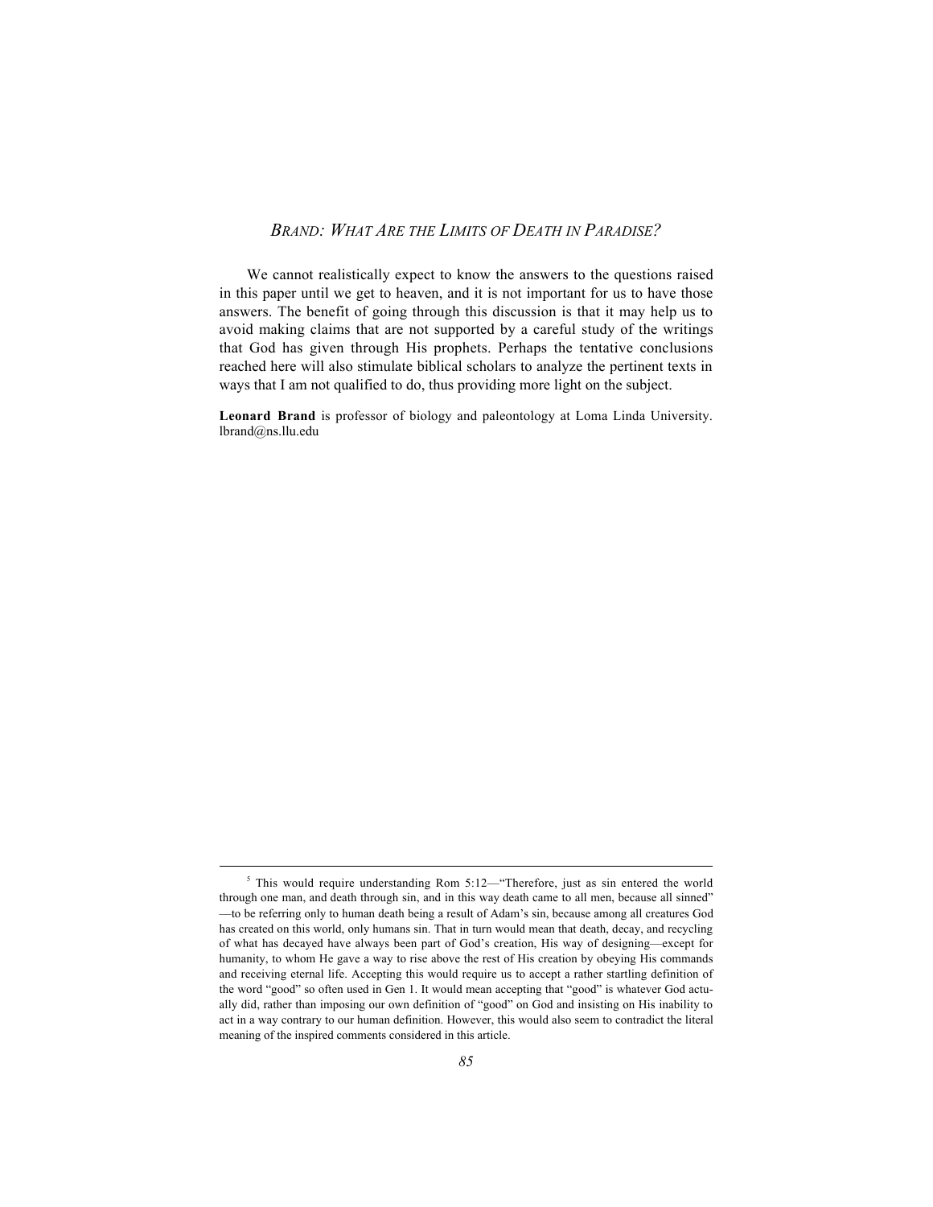We cannot realistically expect to know the answers to the questions raised in this paper until we get to heaven, and it is not important for us to have those answers. The benefit of going through this discussion is that it may help us to avoid making claims that are not supported by a careful study of the writings that God has given through His prophets. Perhaps the tentative conclusions reached here will also stimulate biblical scholars to analyze the pertinent texts in ways that I am not qualified to do, thus providing more light on the subject.

**Leonard Brand** is professor of biology and paleontology at Loma Linda University. lbrand@ns.llu.edu

---

[5] This would require understanding Rom 5:12—"Therefore, just as sin entered the world through one man, and death through sin, and in this way death came to all men, because all sinned"—to be referring only to human death being a result of Adam's sin, because among all creatures God has created on this world, only humans sin. That in turn would mean that death, decay, and recycling of what has decayed have always been part of God's creation, His way of designing—except for humanity, to whom He gave a way to rise above the rest of His creation by obeying His commands and receiving eternal life. Accepting this would require us to accept a rather startling definition of the word "good" so often used in Gen 1. It would mean accepting that "good" is whatever God actually did, rather than imposing our own definition of "good" on God and insisting on His inability to act in a way contrary to our human definition. However, this would also seem to contradict the literal meaning of the inspired comments considered in this article.